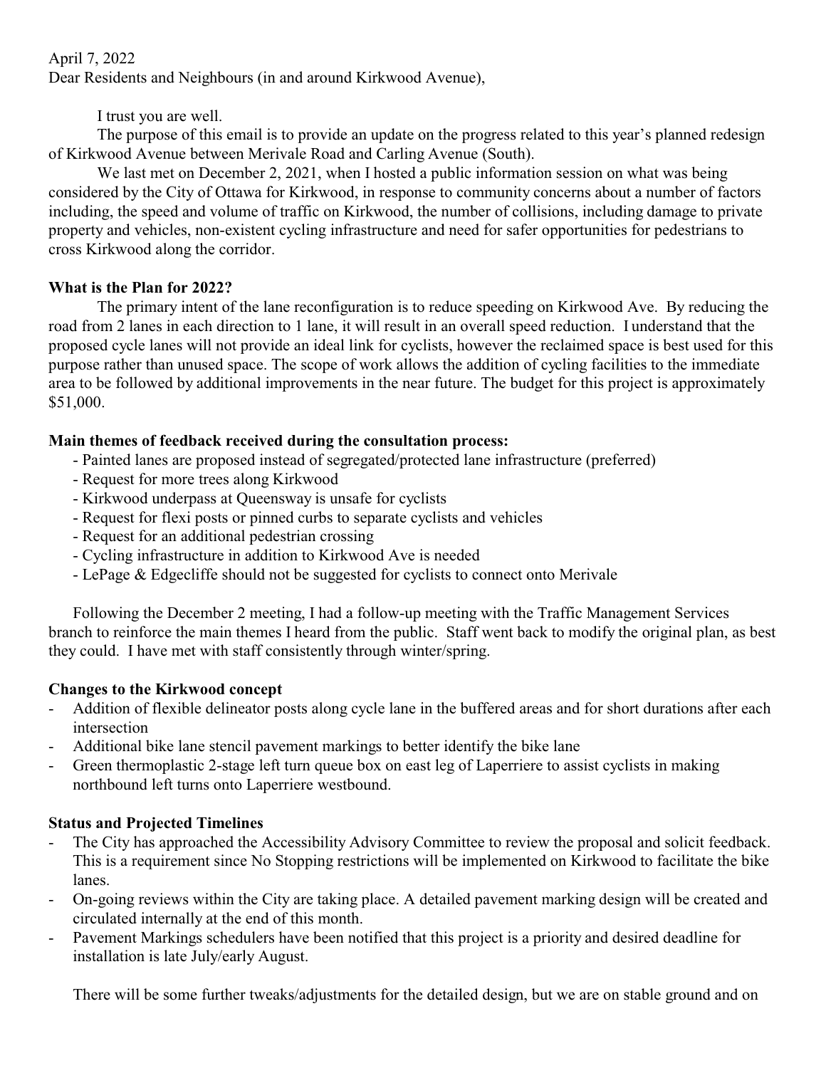April 7, 2022

Dear Residents and Neighbours (in and around Kirkwood Avenue),

I trust you are well.

The purpose of this email is to provide an update on the progress related to this year's planned redesign of Kirkwood Avenue between Merivale Road and Carling Avenue (South).

We last met on December 2, 2021, when I hosted a public information session on what was being considered by the City of Ottawa for Kirkwood, in response to community concerns about a number of factors including, the speed and volume of traffic on Kirkwood, the number of collisions, including damage to private property and vehicles, non-existent cycling infrastructure and need for safer opportunities for pedestrians to cross Kirkwood along the corridor.

**What is the Plan for 2022?**

The primary intent of the lane reconfiguration is to reduce speeding on Kirkwood Ave. By reducing the road from 2 lanes in each direction to 1 lane, it will result in an overall speed reduction. I understand that the proposed cycle lanes will not provide an ideal link for cyclists, however the reclaimed space is best used for this purpose rather than unused space. The scope of work allows the addition of cycling facilities to the immediate area to be followed by additional improvements in the near future. The budget for this project is approximately $51,000.

**Main themes of feedback received during the consultation process:**

- Painted lanes are proposed instead of segregated/protected lane infrastructure (preferred)
- Request for more trees along Kirkwood
- Kirkwood underpass at Queensway is unsafe for cyclists
- Request for flexi posts or pinned curbs to separate cyclists and vehicles
- Request for an additional pedestrian crossing
- Cycling infrastructure in addition to Kirkwood Ave is needed
- LePage & Edgecliffe should not be suggested for cyclists to connect onto Merivale

Following the December 2 meeting, I had a follow-up meeting with the Traffic Management Services branch to reinforce the main themes I heard from the public. Staff went back to modify the original plan, as best they could. I have met with staff consistently through winter/spring.

**Changes to the Kirkwood concept**

- Addition of flexible delineator posts along cycle lane in the buffered areas and for short durations after each intersection
- Additional bike lane stencil pavement markings to better identify the bike lane
- Green thermoplastic 2-stage left turn queue box on east leg of Laperriere to assist cyclists in making northbound left turns onto Laperriere westbound.

**Status and Projected Timelines**

- The City has approached the Accessibility Advisory Committee to review the proposal and solicit feedback. This is a requirement since No Stopping restrictions will be implemented on Kirkwood to facilitate the bike lanes.
- On-going reviews within the City are taking place. A detailed pavement marking design will be created and circulated internally at the end of this month.
- Pavement Markings schedulers have been notified that this project is a priority and desired deadline for installation is late July/early August.

There will be some further tweaks/adjustments for the detailed design, but we are on stable ground and on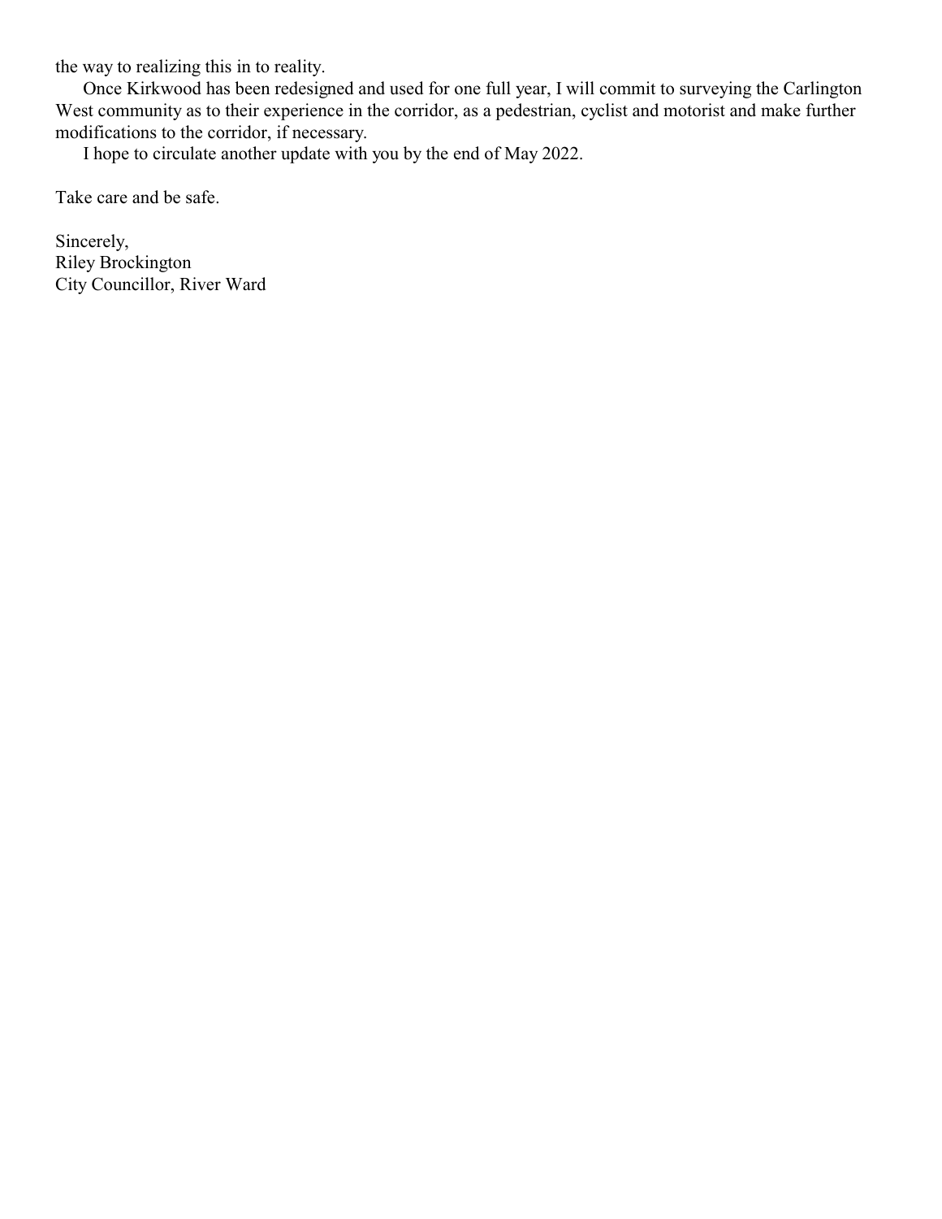the way to realizing this in to reality.

Once Kirkwood has been redesigned and used for one full year, I will commit to surveying the Carlington West community as to their experience in the corridor, as a pedestrian, cyclist and motorist and make further modifications to the corridor, if necessary.

I hope to circulate another update with you by the end of May 2022.

Take care and be safe.

Sincerely,
Riley Brockington
City Councillor, River Ward